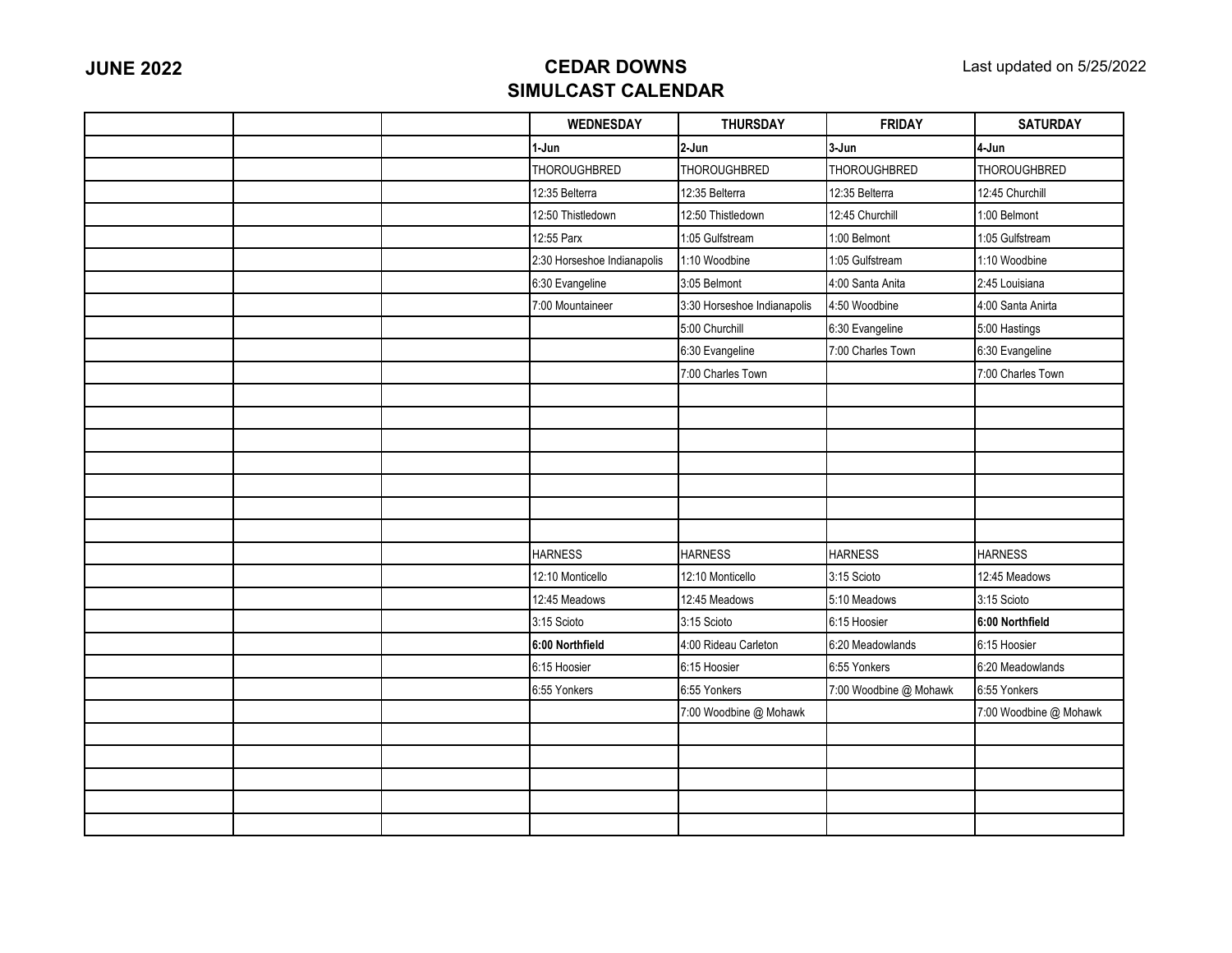**JUNE 2022**

# CEDAR DOWNS
## SIMULCAST CALENDAR

Last updated on 5/25/2022

| | | | WEDNESDAY | THURSDAY | FRIDAY | SATURDAY |
|---|---|---|---|---|---|---|
| | | | **1-Jun** | **2-Jun** | **3-Jun** | **4-Jun** |
| | | | THOROUGHBRED | THOROUGHBRED | THOROUGHBRED | THOROUGHBRED |
| | | | 12:35 Belterra | 12:35 Belterra | 12:35 Belterra | 12:45 Churchill |
| | | | 12:50 Thistledown | 12:50 Thistledown | 12:45 Churchill | 1:00 Belmont |
| | | | 12:55 Parx | 1:05 Gulfstream | 1:00 Belmont | 1:05 Gulfstream |
| | | | 2:30 Horseshoe Indianapolis | 1:10 Woodbine | 1:05 Gulfstream | 1:10 Woodbine |
| | | | 6:30 Evangeline | 3:05 Belmont | 4:00 Santa Anita | 2:45 Louisiana |
| | | | 7:00 Mountaineer | 3:30 Horseshoe Indianapolis | 4:50 Woodbine | 4:00 Santa Anirta |
| | | | | 5:00 Churchill | 6:30 Evangeline | 5:00 Hastings |
| | | | | 6:30 Evangeline | 7:00 Charles Town | 6:30 Evangeline |
| | | | | 7:00 Charles Town | | 7:00 Charles Town |
| | | | | | | |
| | | | | | | |
| | | | | | | |
| | | | | | | |
| | | | | | | |
| | | | | | | |
| | | | | | | |
| | | | HARNESS | HARNESS | HARNESS | HARNESS |
| | | | 12:10 Monticello | 12:10 Monticello | 3:15 Scioto | 12:45 Meadows |
| | | | 12:45 Meadows | 12:45 Meadows | 5:10 Meadows | 3:15 Scioto |
| | | | 3:15 Scioto | 3:15 Scioto | 6:15 Hoosier | **6:00 Northfield** |
| | | | **6:00 Northfield** | 4:00 Rideau Carleton | 6:20 Meadowlands | 6:15 Hoosier |
| | | | 6:15 Hoosier | 6:15 Hoosier | 6:55 Yonkers | 6:20 Meadowlands |
| | | | 6:55 Yonkers | 6:55 Yonkers | 7:00 Woodbine @ Mohawk | 6:55 Yonkers |
| | | | | 7:00 Woodbine @ Mohawk | | 7:00 Woodbine @ Mohawk |
| | | | | | | |
| | | | | | | |
| | | | | | | |
| | | | | | | |
| | | | | | | |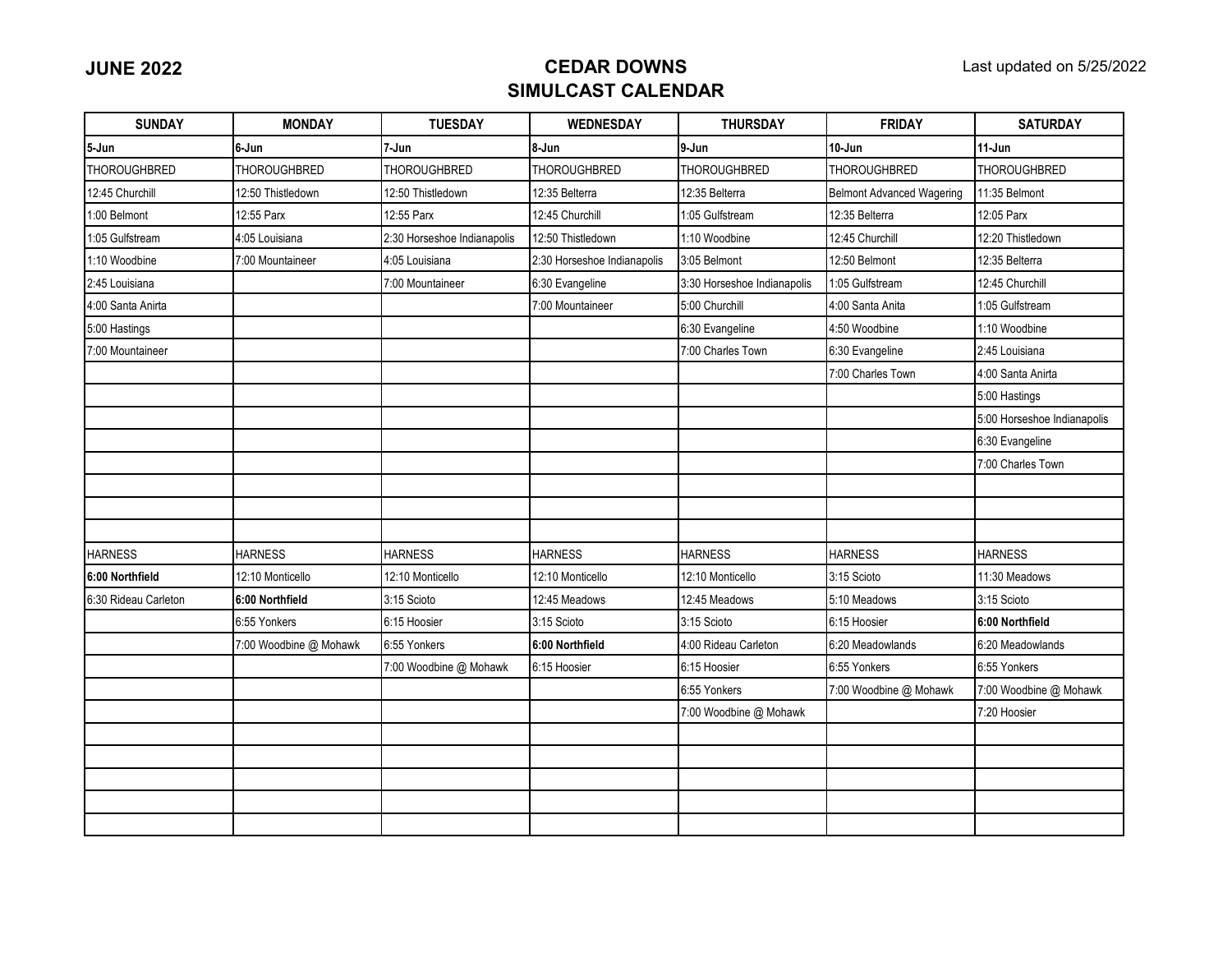**JUNE 2022**

# CEDAR DOWNS
## SIMULCAST CALENDAR

Last updated on 5/25/2022

| SUNDAY | MONDAY | TUESDAY | WEDNESDAY | THURSDAY | FRIDAY | SATURDAY |
|---|---|---|---|---|---|---|
| **5-Jun** | **6-Jun** | **7-Jun** | **8-Jun** | **9-Jun** | **10-Jun** | **11-Jun** |
| THOROUGHBRED | THOROUGHBRED | THOROUGHBRED | THOROUGHBRED | THOROUGHBRED | THOROUGHBRED | THOROUGHBRED |
| 12:45 Churchill | 12:50 Thistledown | 12:50 Thistledown | 12:35 Belterra | 12:35 Belterra | Belmont Advanced Wagering | 11:35 Belmont |
| 1:00 Belmont | 12:55 Parx | 12:55 Parx | 12:45 Churchill | 1:05 Gulfstream | 12:35 Belterra | 12:05 Parx |
| 1:05 Gulfstream | 4:05 Louisiana | 2:30 Horseshoe Indianapolis | 12:50 Thistledown | 1:10 Woodbine | 12:45 Churchill | 12:20 Thistledown |
| 1:10 Woodbine | 7:00 Mountaineer | 4:05 Louisiana | 2:30 Horseshoe Indianapolis | 3:05 Belmont | 12:50 Belmont | 12:35 Belterra |
| 2:45 Louisiana | | 7:00 Mountaineer | 6:30 Evangeline | 3:30 Horseshoe Indianapolis | 1:05 Gulfstream | 12:45 Churchill |
| 4:00 Santa Anirta | | | 7:00 Mountaineer | 5:00 Churchill | 4:00 Santa Anita | 1:05 Gulfstream |
| 5:00 Hastings | | | | 6:30 Evangeline | 4:50 Woodbine | 1:10 Woodbine |
| 7:00 Mountaineer | | | | 7:00 Charles Town | 6:30 Evangeline | 2:45 Louisiana |
| | | | | | 7:00 Charles Town | 4:00 Santa Anirta |
| | | | | | | 5:00 Hastings |
| | | | | | | 5:00 Horseshoe Indianapolis |
| | | | | | | 6:30 Evangeline |
| | | | | | | 7:00 Charles Town |
| | | | | | | |
| | | | | | | |
| | | | | | | |
| HARNESS | HARNESS | HARNESS | HARNESS | HARNESS | HARNESS | HARNESS |
| **6:00 Northfield** | 12:10 Monticello | 12:10 Monticello | 12:10 Monticello | 12:10 Monticello | 3:15 Scioto | 11:30 Meadows |
| 6:30 Rideau Carleton | **6:00 Northfield** | 3:15 Scioto | 12:45 Meadows | 12:45 Meadows | 5:10 Meadows | 3:15 Scioto |
| | 6:55 Yonkers | 6:15 Hoosier | 3:15 Scioto | 3:15 Scioto | 6:15 Hoosier | **6:00 Northfield** |
| | 7:00 Woodbine @ Mohawk | 6:55 Yonkers | **6:00 Northfield** | 4:00 Rideau Carleton | 6:20 Meadowlands | 6:20 Meadowlands |
| | | 7:00 Woodbine @ Mohawk | 6:15 Hoosier | 6:15 Hoosier | 6:55 Yonkers | 6:55 Yonkers |
| | | | | 6:55 Yonkers | 7:00 Woodbine @ Mohawk | 7:00 Woodbine @ Mohawk |
| | | | | 7:00 Woodbine @ Mohawk | | 7:20 Hoosier |
| | | | | | | |
| | | | | | | |
| | | | | | | |
| | | | | | | |
| | | | | | | |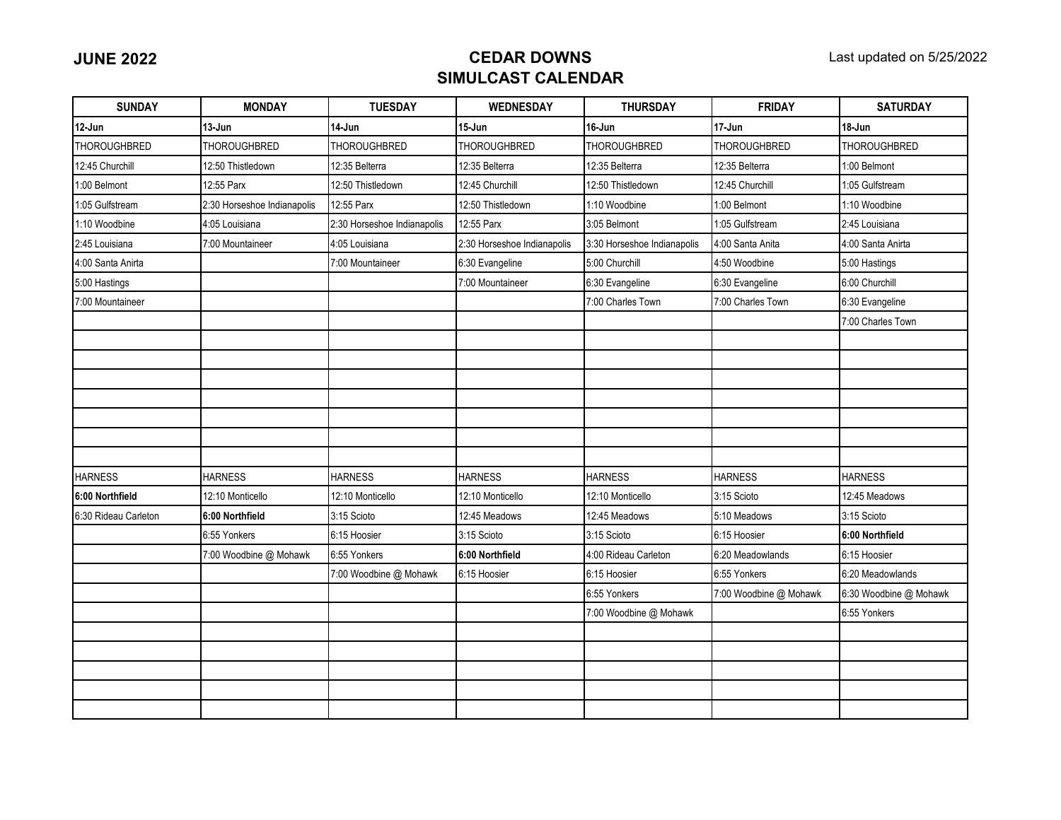**JUNE 2022**

## CEDAR DOWNS
## SIMULCAST CALENDAR

Last updated on 5/25/2022

| SUNDAY | MONDAY | TUESDAY | WEDNESDAY | THURSDAY | FRIDAY | SATURDAY |
|---|---|---|---|---|---|---|
| **12-Jun** | **13-Jun** | **14-Jun** | **15-Jun** | **16-Jun** | **17-Jun** | **18-Jun** |
| THOROUGHBRED | THOROUGHBRED | THOROUGHBRED | THOROUGHBRED | THOROUGHBRED | THOROUGHBRED | THOROUGHBRED |
| 12:45 Churchill | 12:50 Thistledown | 12:35 Belterra | 12:35 Belterra | 12:35 Belterra | 12:35 Belterra | 1:00 Belmont |
| 1:00 Belmont | 12:55 Parx | 12:50 Thistledown | 12:45 Churchill | 12:50 Thistledown | 12:45 Churchill | 1:05 Gulfstream |
| 1:05 Gulfstream | 2:30 Horseshoe Indianapolis | 12:55 Parx | 12:50 Thistledown | 1:10 Woodbine | 1:00 Belmont | 1:10 Woodbine |
| 1:10 Woodbine | 4:05 Louisiana | 2:30 Horseshoe Indianapolis | 12:55 Parx | 3:05 Belmont | 1:05 Gulfstream | 2:45 Louisiana |
| 2:45 Louisiana | 7:00 Mountaineer | 4:05 Louisiana | 2:30 Horseshoe Indianapolis | 3:30 Horseshoe Indianapolis | 4:00 Santa Anita | 4:00 Santa Anirta |
| 4:00 Santa Anirta | | 7:00 Mountaineer | 6:30 Evangeline | 5:00 Churchill | 4:50 Woodbine | 5:00 Hastings |
| 5:00 Hastings | | | 7:00 Mountaineer | 6:30 Evangeline | 6:30 Evangeline | 6:00 Churchill |
| 7:00 Mountaineer | | | | 7:00 Charles Town | 7:00 Charles Town | 6:30 Evangeline |
| | | | | | | 7:00 Charles Town |
| HARNESS | HARNESS | HARNESS | HARNESS | HARNESS | HARNESS | HARNESS |
| **6:00 Northfield** | 12:10 Monticello | 12:10 Monticello | 12:10 Monticello | 12:10 Monticello | 3:15 Scioto | 12:45 Meadows |
| 6:30 Rideau Carleton | **6:00 Northfield** | 3:15 Scioto | 12:45 Meadows | 12:45 Meadows | 5:10 Meadows | 3:15 Scioto |
| | 6:55 Yonkers | 6:15 Hoosier | 3:15 Scioto | 3:15 Scioto | 6:15 Hoosier | **6:00 Northfield** |
| | 7:00 Woodbine @ Mohawk | 6:55 Yonkers | **6:00 Northfield** | 4:00 Rideau Carleton | 6:20 Meadowlands | 6:15 Hoosier |
| | | 7:00 Woodbine @ Mohawk | 6:15 Hoosier | 6:15 Hoosier | 6:55 Yonkers | 6:20 Meadowlands |
| | | | | 6:55 Yonkers | 7:00 Woodbine @ Mohawk | 6:30 Woodbine @ Mohawk |
| | | | | 7:00 Woodbine @ Mohawk | | 6:55 Yonkers |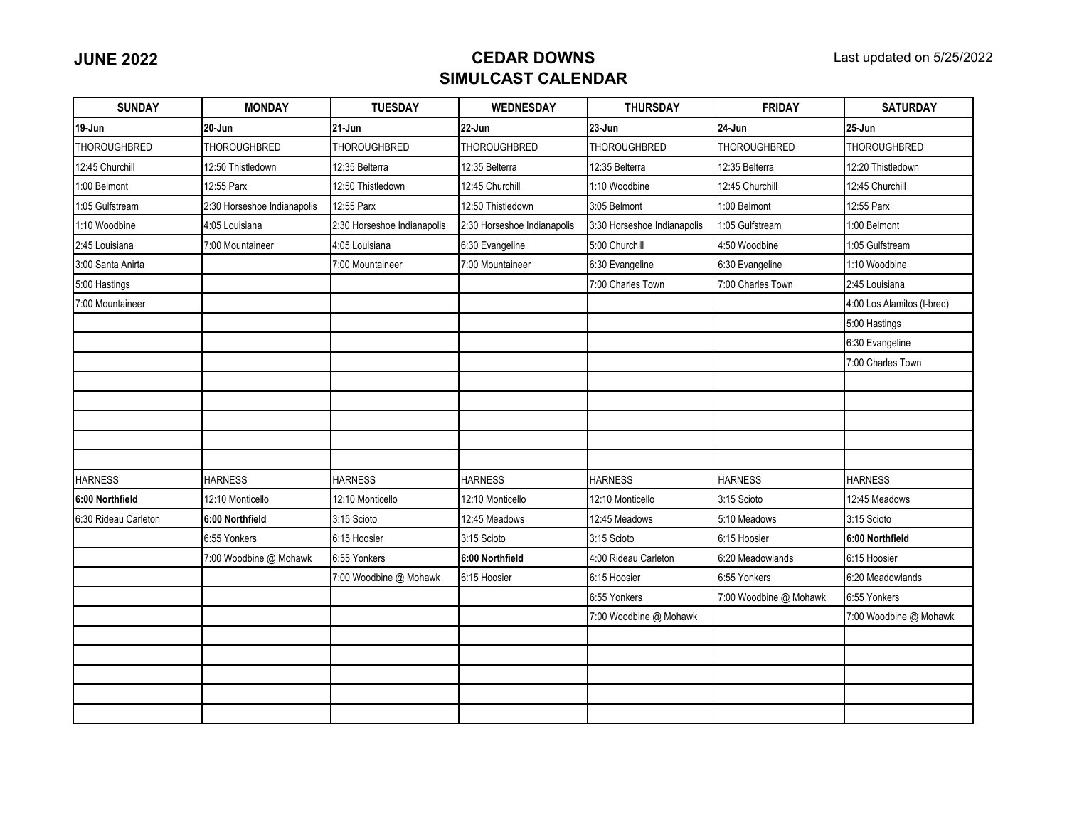**JUNE 2022**

# CEDAR DOWNS
## SIMULCAST CALENDAR

Last updated on 5/25/2022

| SUNDAY | MONDAY | TUESDAY | WEDNESDAY | THURSDAY | FRIDAY | SATURDAY |
|---|---|---|---|---|---|---|
| **19-Jun** | **20-Jun** | **21-Jun** | **22-Jun** | **23-Jun** | **24-Jun** | **25-Jun** |
| THOROUGHBRED | THOROUGHBRED | THOROUGHBRED | THOROUGHBRED | THOROUGHBRED | THOROUGHBRED | THOROUGHBRED |
| 12:45 Churchill | 12:50 Thistledown | 12:35 Belterra | 12:35 Belterra | 12:35 Belterra | 12:35 Belterra | 12:20 Thistledown |
| 1:00 Belmont | 12:55 Parx | 12:50 Thistledown | 12:45 Churchill | 1:10 Woodbine | 12:45 Churchill | 12:45 Churchill |
| 1:05 Gulfstream | 2:30 Horseshoe Indianapolis | 12:55 Parx | 12:50 Thistledown | 3:05 Belmont | 1:00 Belmont | 12:55 Parx |
| 1:10 Woodbine | 4:05 Louisiana | 2:30 Horseshoe Indianapolis | 2:30 Horseshoe Indianapolis | 3:30 Horseshoe Indianapolis | 1:05 Gulfstream | 1:00 Belmont |
| 2:45 Louisiana | 7:00 Mountaineer | 4:05 Louisiana | 6:30 Evangeline | 5:00 Churchill | 4:50 Woodbine | 1:05 Gulfstream |
| 3:00 Santa Anirta | | 7:00 Mountaineer | 7:00 Mountaineer | 6:30 Evangeline | 6:30 Evangeline | 1:10 Woodbine |
| 5:00 Hastings | | | | 7:00 Charles Town | 7:00 Charles Town | 2:45 Louisiana |
| 7:00 Mountaineer | | | | | | 4:00 Los Alamitos (t-bred) |
| | | | | | | 5:00 Hastings |
| | | | | | | 6:30 Evangeline |
| | | | | | | 7:00 Charles Town |
| HARNESS | HARNESS | HARNESS | HARNESS | HARNESS | HARNESS | HARNESS |
| **6:00 Northfield** | 12:10 Monticello | 12:10 Monticello | 12:10 Monticello | 12:10 Monticello | 3:15 Scioto | 12:45 Meadows |
| 6:30 Rideau Carleton | **6:00 Northfield** | 3:15 Scioto | 12:45 Meadows | 12:45 Meadows | 5:10 Meadows | 3:15 Scioto |
| | 6:55 Yonkers | 6:15 Hoosier | 3:15 Scioto | 3:15 Scioto | 6:15 Hoosier | **6:00 Northfield** |
| | 7:00 Woodbine @ Mohawk | 6:55 Yonkers | **6:00 Northfield** | 4:00 Rideau Carleton | 6:20 Meadowlands | 6:15 Hoosier |
| | | 7:00 Woodbine @ Mohawk | 6:15 Hoosier | 6:15 Hoosier | 6:55 Yonkers | 6:20 Meadowlands |
| | | | | 6:55 Yonkers | 7:00 Woodbine @ Mohawk | 6:55 Yonkers |
| | | | | 7:00 Woodbine @ Mohawk | | 7:00 Woodbine @ Mohawk |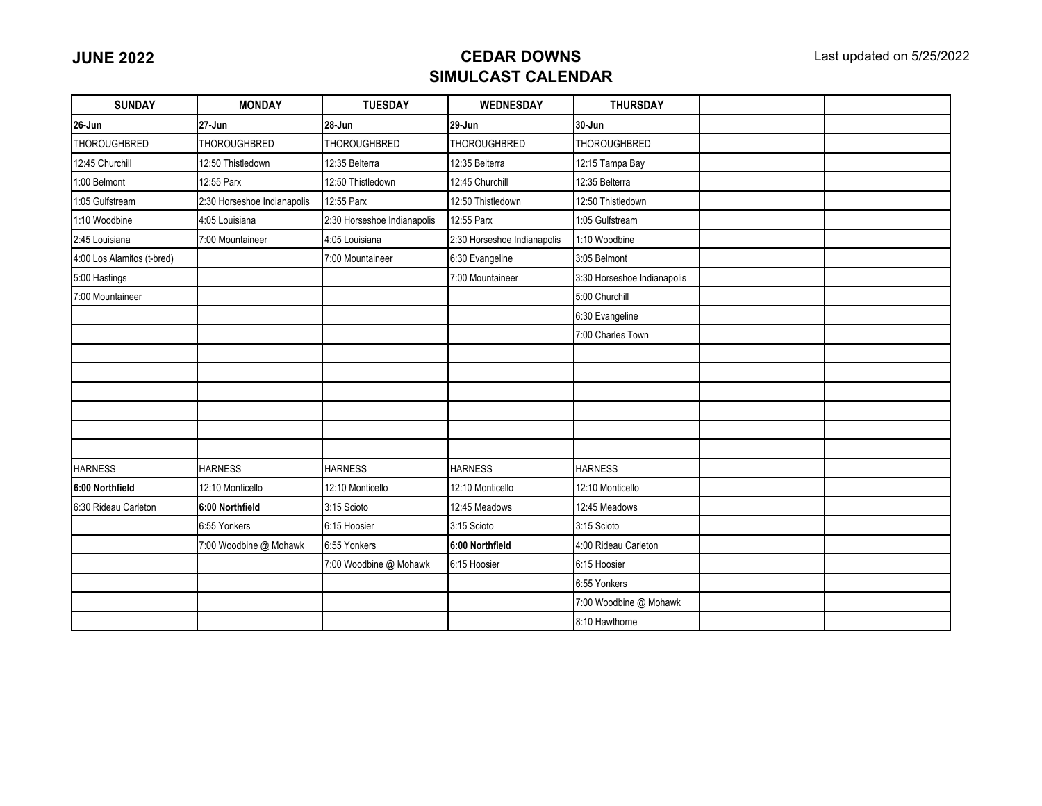**JUNE 2022**

# CEDAR DOWNS
## SIMULCAST CALENDAR

Last updated on 5/25/2022

| SUNDAY | MONDAY | TUESDAY | WEDNESDAY | THURSDAY | | |
|---|---|---|---|---|---|---|
| **26-Jun** | **27-Jun** | **28-Jun** | **29-Jun** | **30-Jun** | | |
| THOROUGHBRED | THOROUGHBRED | THOROUGHBRED | THOROUGHBRED | THOROUGHBRED | | |
| 12:45 Churchill | 12:50 Thistledown | 12:35 Belterra | 12:35 Belterra | 12:15 Tampa Bay | | |
| 1:00 Belmont | 12:55 Parx | 12:50 Thistledown | 12:45 Churchill | 12:35 Belterra | | |
| 1:05 Gulfstream | 2:30 Horseshoe Indianapolis | 12:55 Parx | 12:50 Thistledown | 12:50 Thistledown | | |
| 1:10 Woodbine | 4:05 Louisiana | 2:30 Horseshoe Indianapolis | 12:55 Parx | 1:05 Gulfstream | | |
| 2:45 Louisiana | 7:00 Mountaineer | 4:05 Louisiana | 2:30 Horseshoe Indianapolis | 1:10 Woodbine | | |
| 4:00 Los Alamitos (t-bred) | | 7:00 Mountaineer | 6:30 Evangeline | 3:05 Belmont | | |
| 5:00 Hastings | | | 7:00 Mountaineer | 3:30 Horseshoe Indianapolis | | |
| 7:00 Mountaineer | | | | 5:00 Churchill | | |
| | | | | 6:30 Evangeline | | |
| | | | | 7:00 Charles Town | | |
| | | | | | | |
| | | | | | | |
| | | | | | | |
| | | | | | | |
| | | | | | | |
| | | | | | | |
| HARNESS | HARNESS | HARNESS | HARNESS | HARNESS | | |
| **6:00 Northfield** | 12:10 Monticello | 12:10 Monticello | 12:10 Monticello | 12:10 Monticello | | |
| 6:30 Rideau Carleton | **6:00 Northfield** | 3:15 Scioto | 12:45 Meadows | 12:45 Meadows | | |
| | 6:55 Yonkers | 6:15 Hoosier | 3:15 Scioto | 3:15 Scioto | | |
| | 7:00 Woodbine @ Mohawk | 6:55 Yonkers | **6:00 Northfield** | 4:00 Rideau Carleton | | |
| | | 7:00 Woodbine @ Mohawk | 6:15 Hoosier | 6:15 Hoosier | | |
| | | | | 6:55 Yonkers | | |
| | | | | 7:00 Woodbine @ Mohawk | | |
| | | | | 8:10 Hawthorne | | |